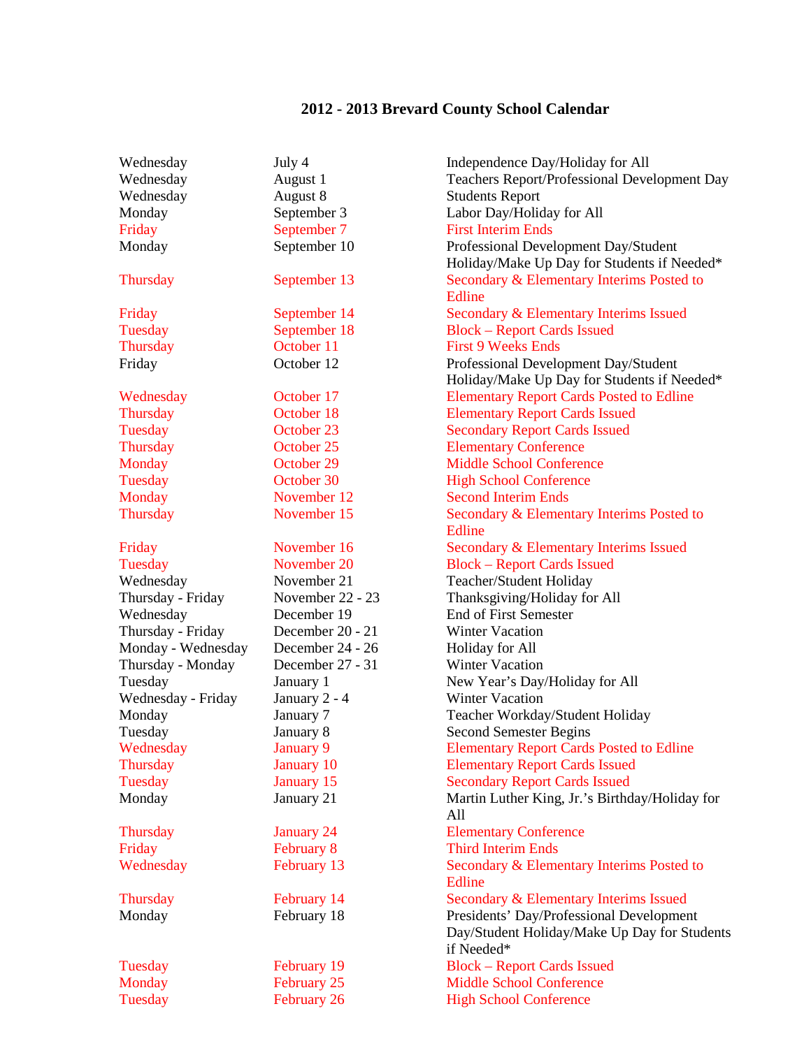# 2012 - 2013 Brevard County School Calendar

| | | |
|---|---|---|
| Wednesday | July 4 | Independence Day/Holiday for All |
| Wednesday | August 1 | Teachers Report/Professional Development Day |
| Wednesday | August 8 | Students Report |
| Monday | September 3 | Labor Day/Holiday for All |
| Friday | September 7 | First Interim Ends |
| Monday | September 10 | Professional Development Day/Student Holiday/Make Up Day for Students if Needed* |
| Thursday | September 13 | Secondary & Elementary Interims Posted to Edline |
| Friday | September 14 | Secondary & Elementary Interims Issued |
| Tuesday | September 18 | Block – Report Cards Issued |
| Thursday | October 11 | First 9 Weeks Ends |
| Friday | October 12 | Professional Development Day/Student Holiday/Make Up Day for Students if Needed* |
| Wednesday | October 17 | Elementary Report Cards Posted to Edline |
| Thursday | October 18 | Elementary Report Cards Issued |
| Tuesday | October 23 | Secondary Report Cards Issued |
| Thursday | October 25 | Elementary Conference |
| Monday | October 29 | Middle School Conference |
| Tuesday | October 30 | High School Conference |
| Monday | November 12 | Second Interim Ends |
| Thursday | November 15 | Secondary & Elementary Interims Posted to Edline |
| Friday | November 16 | Secondary & Elementary Interims Issued |
| Tuesday | November 20 | Block – Report Cards Issued |
| Wednesday | November 21 | Teacher/Student Holiday |
| Thursday - Friday | November 22 - 23 | Thanksgiving/Holiday for All |
| Wednesday | December 19 | End of First Semester |
| Thursday - Friday | December 20 - 21 | Winter Vacation |
| Monday - Wednesday | December 24 - 26 | Holiday for All |
| Thursday - Monday | December 27 - 31 | Winter Vacation |
| Tuesday | January 1 | New Year's Day/Holiday for All |
| Wednesday - Friday | January 2 - 4 | Winter Vacation |
| Monday | January 7 | Teacher Workday/Student Holiday |
| Tuesday | January 8 | Second Semester Begins |
| Wednesday | January 9 | Elementary Report Cards Posted to Edline |
| Thursday | January 10 | Elementary Report Cards Issued |
| Tuesday | January 15 | Secondary Report Cards Issued |
| Monday | January 21 | Martin Luther King, Jr.'s Birthday/Holiday for All |
| Thursday | January 24 | Elementary Conference |
| Friday | February 8 | Third Interim Ends |
| Wednesday | February 13 | Secondary & Elementary Interims Posted to Edline |
| Thursday | February 14 | Secondary & Elementary Interims Issued |
| Monday | February 18 | Presidents' Day/Professional Development Day/Student Holiday/Make Up Day for Students if Needed* |
| Tuesday | February 19 | Block – Report Cards Issued |
| Monday | February 25 | Middle School Conference |
| Tuesday | February 26 | High School Conference |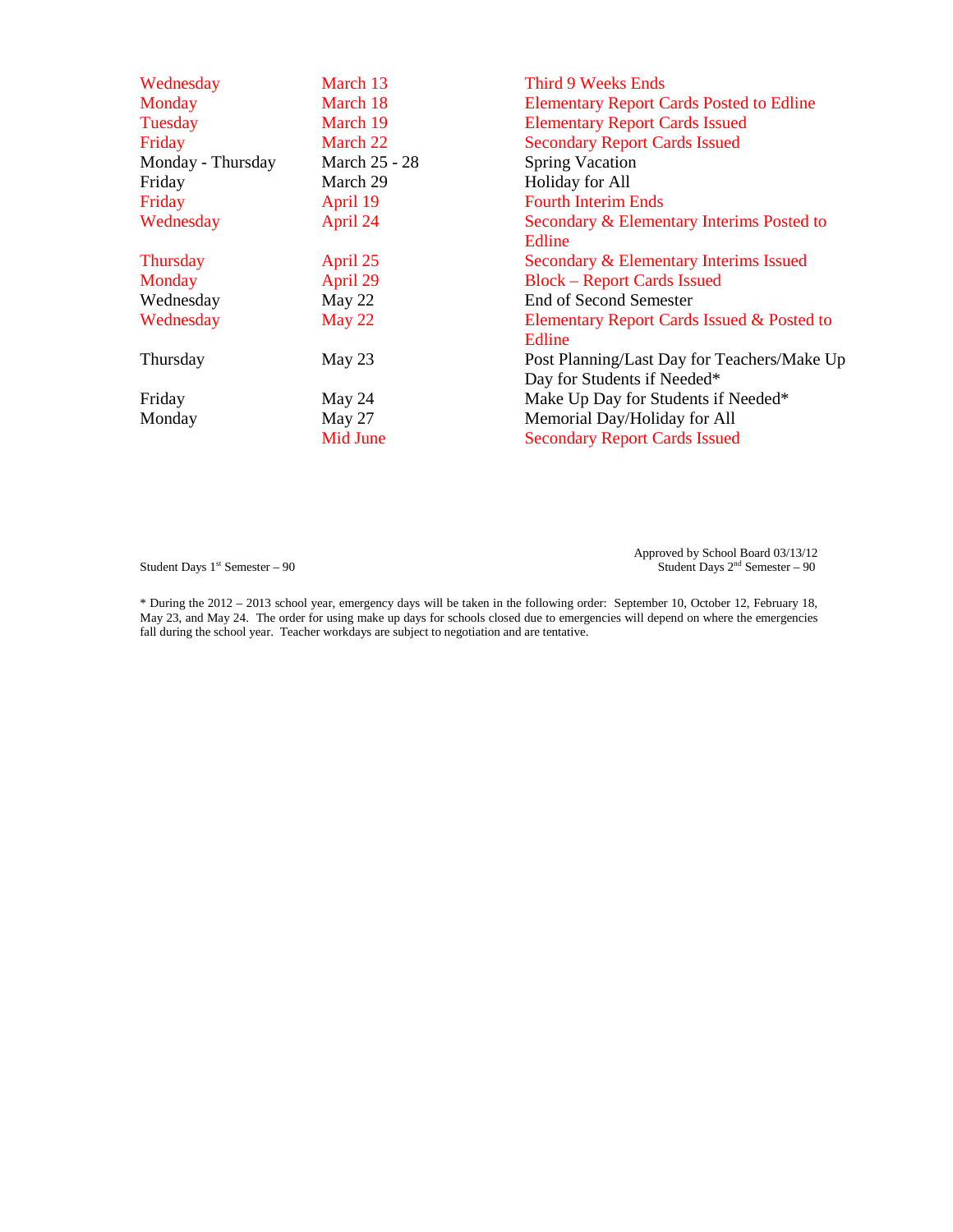| | | |
|---|---|---|
| Wednesday | March 13 | Third 9 Weeks Ends |
| Monday | March 18 | Elementary Report Cards Posted to Edline |
| Tuesday | March 19 | Elementary Report Cards Issued |
| Friday | March 22 | Secondary Report Cards Issued |
| Monday - Thursday | March 25 - 28 | Spring Vacation |
| Friday | March 29 | Holiday for All |
| Friday | April 19 | Fourth Interim Ends |
| Wednesday | April 24 | Secondary & Elementary Interims Posted to Edline |
| Thursday | April 25 | Secondary & Elementary Interims Issued |
| Monday | April 29 | Block – Report Cards Issued |
| Wednesday | May 22 | End of Second Semester |
| Wednesday | May 22 | Elementary Report Cards Issued & Posted to Edline |
| Thursday | May 23 | Post Planning/Last Day for Teachers/Make Up Day for Students if Needed* |
| Friday | May 24 | Make Up Day for Students if Needed* |
| Monday | May 27 | Memorial Day/Holiday for All |
| | Mid June | Secondary Report Cards Issued |

Approved by School Board 03/13/12

Student Days 1st Semester – 90

Student Days 2nd Semester – 90

* During the 2012 – 2013 school year, emergency days will be taken in the following order: September 10, October 12, February 18, May 23, and May 24. The order for using make up days for schools closed due to emergencies will depend on where the emergencies fall during the school year. Teacher workdays are subject to negotiation and are tentative.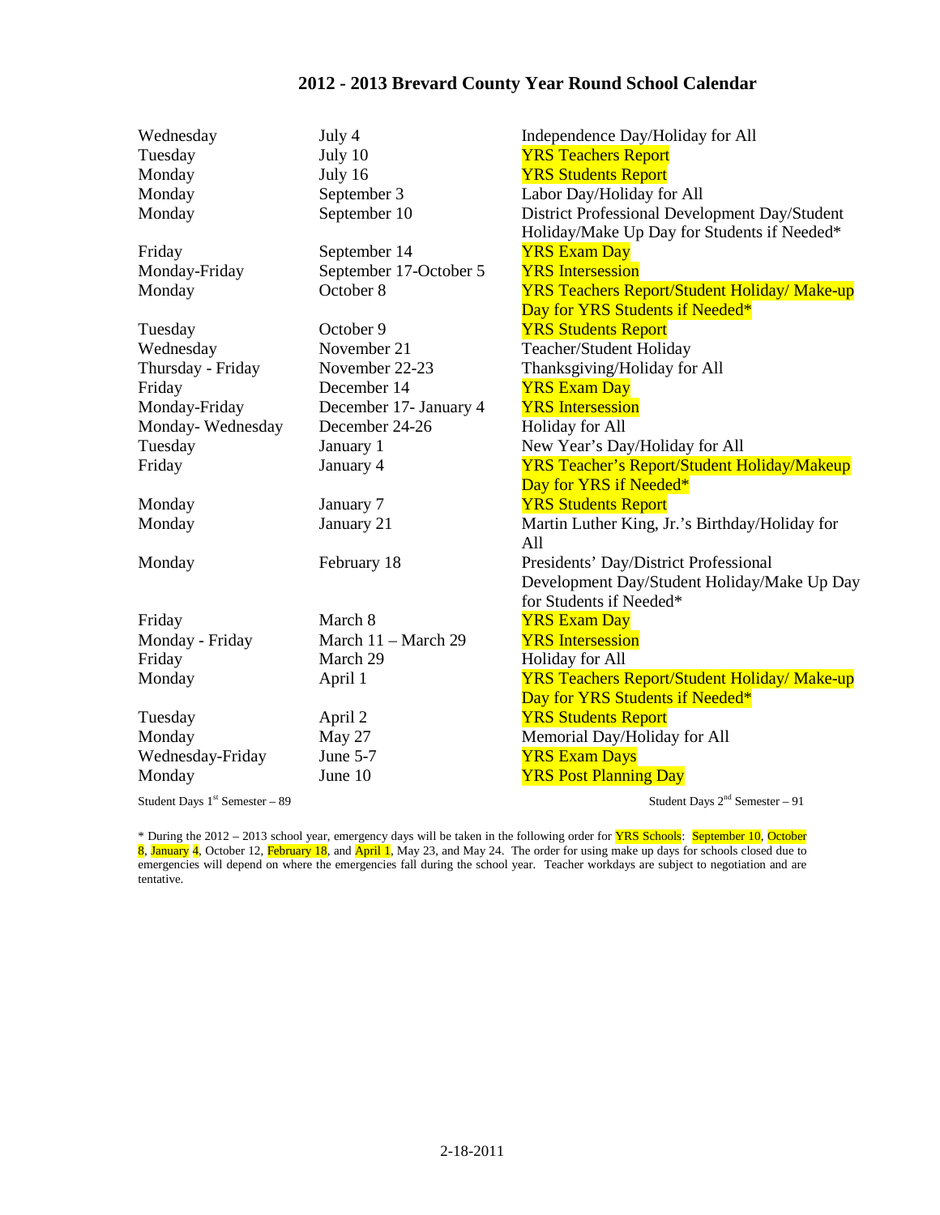# 2012 - 2013 Brevard County Year Round School Calendar

| | | |
|---|---|---|
| Wednesday | July 4 | Independence Day/Holiday for All |
| Tuesday | July 10 | YRS Teachers Report |
| Monday | July 16 | YRS Students Report |
| Monday | September 3 | Labor Day/Holiday for All |
| Monday | September 10 | District Professional Development Day/Student Holiday/Make Up Day for Students if Needed* |
| Friday | September 14 | YRS Exam Day |
| Monday-Friday | September 17-October 5 | YRS Intersession |
| Monday | October 8 | YRS Teachers Report/Student Holiday/ Make-up Day for YRS Students if Needed* |
| Tuesday | October 9 | YRS Students Report |
| Wednesday | November 21 | Teacher/Student Holiday |
| Thursday - Friday | November 22-23 | Thanksgiving/Holiday for All |
| Friday | December 14 | YRS Exam Day |
| Monday-Friday | December 17- January 4 | YRS Intersession |
| Monday- Wednesday | December 24-26 | Holiday for All |
| Tuesday | January 1 | New Year's Day/Holiday for All |
| Friday | January 4 | YRS Teacher's Report/Student Holiday/Makeup Day for YRS if Needed* |
| Monday | January 7 | YRS Students Report |
| Monday | January 21 | Martin Luther King, Jr.'s Birthday/Holiday for All |
| Monday | February 18 | Presidents' Day/District Professional Development Day/Student Holiday/Make Up Day for Students if Needed* |
| Friday | March 8 | YRS Exam Day |
| Monday - Friday | March 11 – March 29 | YRS Intersession |
| Friday | March 29 | Holiday for All |
| Monday | April 1 | YRS Teachers Report/Student Holiday/ Make-up Day for YRS Students if Needed* |
| Tuesday | April 2 | YRS Students Report |
| Monday | May 27 | Memorial Day/Holiday for All |
| Wednesday-Friday | June 5-7 | YRS Exam Days |
| Monday | June 10 | YRS Post Planning Day |

Student Days 1st Semester – 89

Student Days 2nd Semester – 91

* During the 2012 – 2013 school year, emergency days will be taken in the following order for YRS Schools: September 10, October 8, January 4, October 12, February 18, and April 1, May 23, and May 24. The order for using make up days for schools closed due to emergencies will depend on where the emergencies fall during the school year. Teacher workdays are subject to negotiation and are tentative.

2-18-2011